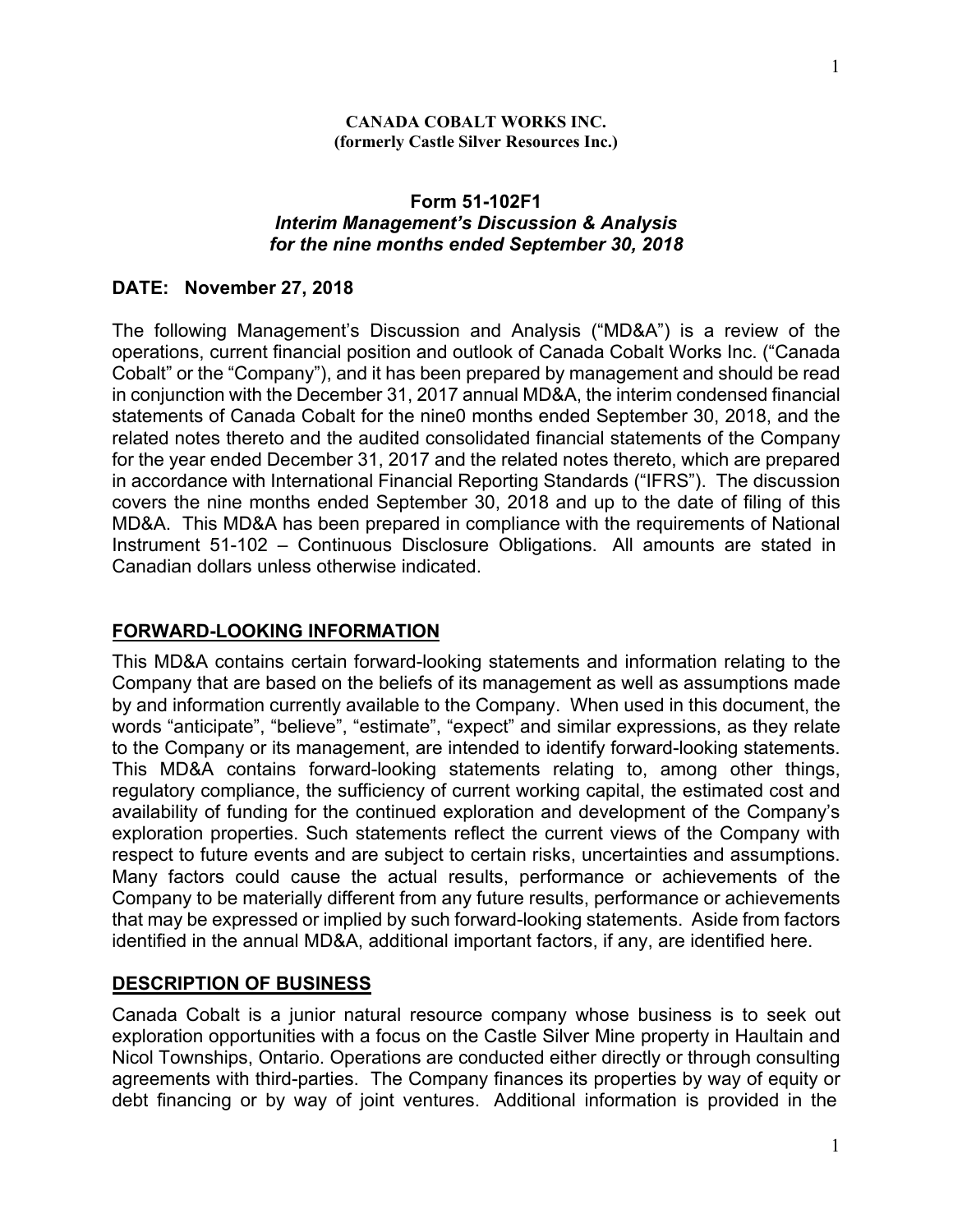**CANADA COBALT WORKS INC.**
**(formerly Castle Silver Resources Inc.)**

## Form 51-102F1
### *Interim Management's Discussion & Analysis*
### *for the nine months ended September 30, 2018*

**DATE: November 27, 2018**

The following Management's Discussion and Analysis ("MD&A") is a review of the operations, current financial position and outlook of Canada Cobalt Works Inc. ("Canada Cobalt" or the "Company"), and it has been prepared by management and should be read in conjunction with the December 31, 2017 annual MD&A, the interim condensed financial statements of Canada Cobalt for the nine0 months ended September 30, 2018, and the related notes thereto and the audited consolidated financial statements of the Company for the year ended December 31, 2017 and the related notes thereto, which are prepared in accordance with International Financial Reporting Standards ("IFRS"). The discussion covers the nine months ended September 30, 2018 and up to the date of filing of this MD&A. This MD&A has been prepared in compliance with the requirements of National Instrument 51-102 – Continuous Disclosure Obligations. All amounts are stated in Canadian dollars unless otherwise indicated.

## FORWARD-LOOKING INFORMATION

This MD&A contains certain forward-looking statements and information relating to the Company that are based on the beliefs of its management as well as assumptions made by and information currently available to the Company. When used in this document, the words "anticipate", "believe", "estimate", "expect" and similar expressions, as they relate to the Company or its management, are intended to identify forward-looking statements. This MD&A contains forward-looking statements relating to, among other things, regulatory compliance, the sufficiency of current working capital, the estimated cost and availability of funding for the continued exploration and development of the Company's exploration properties. Such statements reflect the current views of the Company with respect to future events and are subject to certain risks, uncertainties and assumptions. Many factors could cause the actual results, performance or achievements of the Company to be materially different from any future results, performance or achievements that may be expressed or implied by such forward-looking statements. Aside from factors identified in the annual MD&A, additional important factors, if any, are identified here.

## DESCRIPTION OF BUSINESS

Canada Cobalt is a junior natural resource company whose business is to seek out exploration opportunities with a focus on the Castle Silver Mine property in Haultain and Nicol Townships, Ontario. Operations are conducted either directly or through consulting agreements with third-parties. The Company finances its properties by way of equity or debt financing or by way of joint ventures. Additional information is provided in the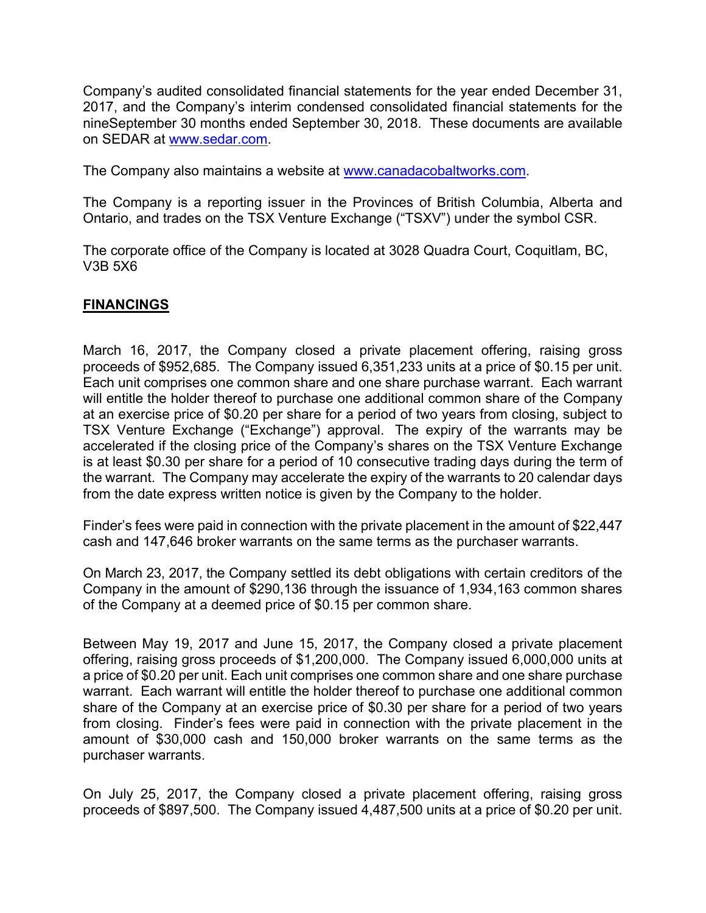Company's audited consolidated financial statements for the year ended December 31, 2017, and the Company's interim condensed consolidated financial statements for the nineSeptember 30 months ended September 30, 2018. These documents are available on SEDAR at www.sedar.com.

The Company also maintains a website at www.canadacobaltworks.com.

The Company is a reporting issuer in the Provinces of British Columbia, Alberta and Ontario, and trades on the TSX Venture Exchange ("TSXV") under the symbol CSR.

The corporate office of the Company is located at 3028 Quadra Court, Coquitlam, BC, V3B 5X6

## FINANCINGS

March 16, 2017, the Company closed a private placement offering, raising gross proceeds of $952,685. The Company issued 6,351,233 units at a price of $0.15 per unit. Each unit comprises one common share and one share purchase warrant. Each warrant will entitle the holder thereof to purchase one additional common share of the Company at an exercise price of $0.20 per share for a period of two years from closing, subject to TSX Venture Exchange ("Exchange") approval. The expiry of the warrants may be accelerated if the closing price of the Company's shares on the TSX Venture Exchange is at least $0.30 per share for a period of 10 consecutive trading days during the term of the warrant. The Company may accelerate the expiry of the warrants to 20 calendar days from the date express written notice is given by the Company to the holder.

Finder's fees were paid in connection with the private placement in the amount of $22,447 cash and 147,646 broker warrants on the same terms as the purchaser warrants.

On March 23, 2017, the Company settled its debt obligations with certain creditors of the Company in the amount of $290,136 through the issuance of 1,934,163 common shares of the Company at a deemed price of $0.15 per common share.

Between May 19, 2017 and June 15, 2017, the Company closed a private placement offering, raising gross proceeds of $1,200,000. The Company issued 6,000,000 units at a price of $0.20 per unit. Each unit comprises one common share and one share purchase warrant. Each warrant will entitle the holder thereof to purchase one additional common share of the Company at an exercise price of $0.30 per share for a period of two years from closing. Finder's fees were paid in connection with the private placement in the amount of $30,000 cash and 150,000 broker warrants on the same terms as the purchaser warrants.

On July 25, 2017, the Company closed a private placement offering, raising gross proceeds of $897,500. The Company issued 4,487,500 units at a price of $0.20 per unit.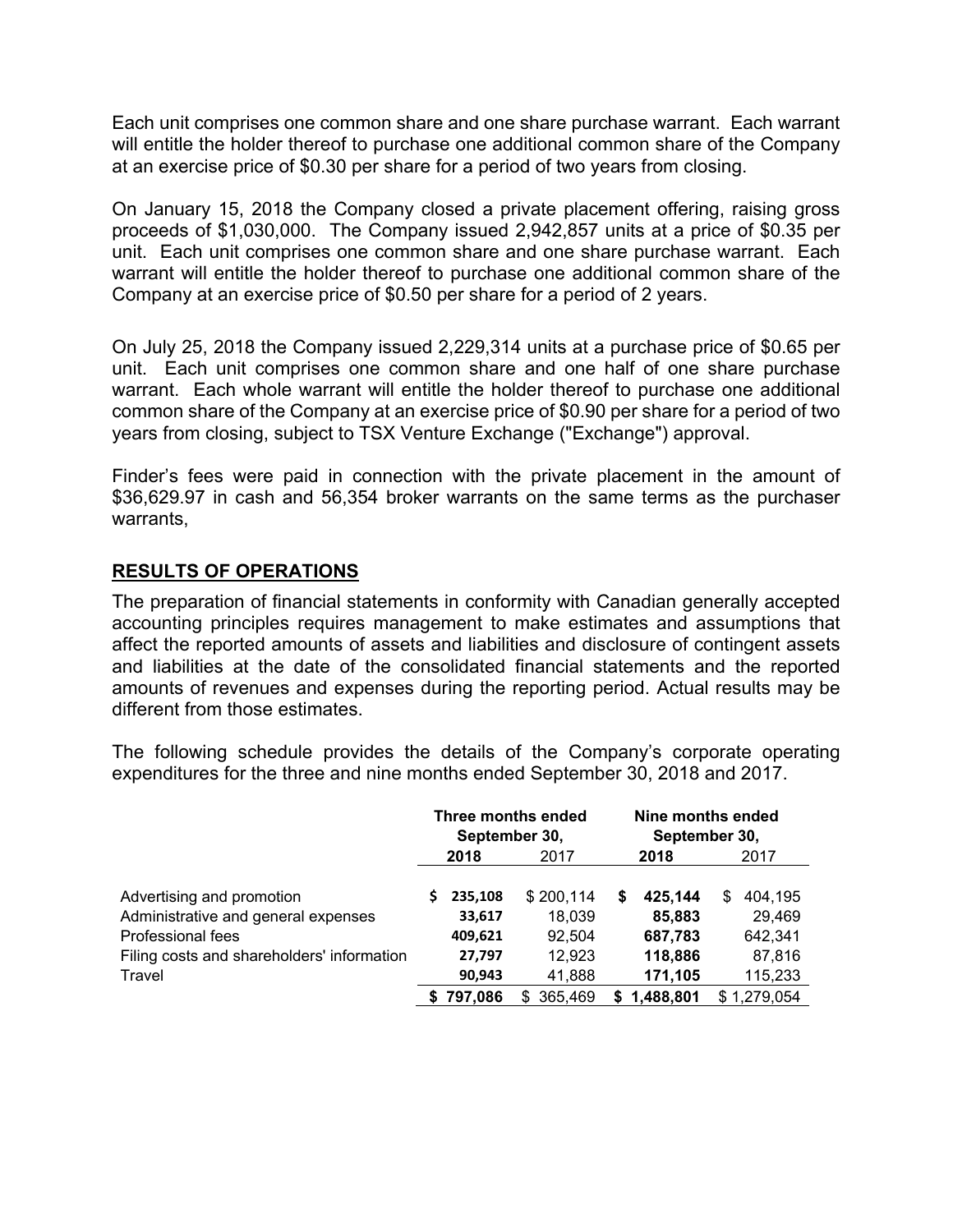Each unit comprises one common share and one share purchase warrant. Each warrant will entitle the holder thereof to purchase one additional common share of the Company at an exercise price of $0.30 per share for a period of two years from closing.

On January 15, 2018 the Company closed a private placement offering, raising gross proceeds of $1,030,000. The Company issued 2,942,857 units at a price of $0.35 per unit. Each unit comprises one common share and one share purchase warrant. Each warrant will entitle the holder thereof to purchase one additional common share of the Company at an exercise price of $0.50 per share for a period of 2 years.

On July 25, 2018 the Company issued 2,229,314 units at a purchase price of $0.65 per unit. Each unit comprises one common share and one half of one share purchase warrant. Each whole warrant will entitle the holder thereof to purchase one additional common share of the Company at an exercise price of $0.90 per share for a period of two years from closing, subject to TSX Venture Exchange ("Exchange") approval.

Finder's fees were paid in connection with the private placement in the amount of $36,629.97 in cash and 56,354 broker warrants on the same terms as the purchaser warrants,

## RESULTS OF OPERATIONS

The preparation of financial statements in conformity with Canadian generally accepted accounting principles requires management to make estimates and assumptions that affect the reported amounts of assets and liabilities and disclosure of contingent assets and liabilities at the date of the consolidated financial statements and the reported amounts of revenues and expenses during the reporting period. Actual results may be different from those estimates.

The following schedule provides the details of the Company's corporate operating expenditures for the three and nine months ended September 30, 2018 and 2017.

| | Three months ended September 30, | | Nine months ended September 30, | |
|---|---|---|---|---|
| | **2018** | 2017 | **2018** | 2017 |
| Advertising and promotion | **$ 235,108** | $ 200,114 | **$ 425,144** | $ 404,195 |
| Administrative and general expenses | **33,617** | 18,039 | **85,883** | 29,469 |
| Professional fees | **409,621** | 92,504 | **687,783** | 642,341 |
| Filing costs and shareholders' information | **27,797** | 12,923 | **118,886** | 87,816 |
| Travel | **90,943** | 41,888 | **171,105** | 115,233 |
| | **$ 797,086** | $ 365,469 | **$ 1,488,801** | $ 1,279,054 |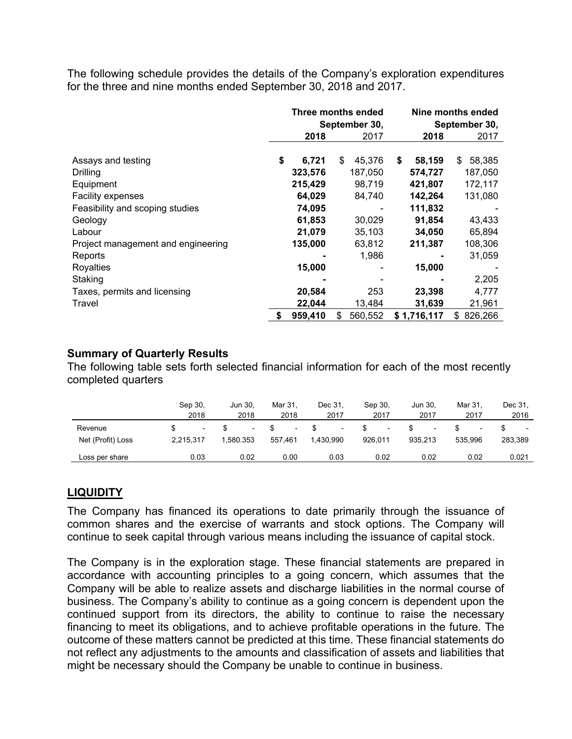The following schedule provides the details of the Company's exploration expenditures for the three and nine months ended September 30, 2018 and 2017.

| | Three months ended September 30, | | Nine months ended September 30, | |
|---|---|---|---|---|
| | **2018** | 2017 | **2018** | 2017 |
| Assays and testing | **$ 6,721** | $ 45,376 | **$ 58,159** | $ 58,385 |
| Drilling | **323,576** | 187,050 | **574,727** | 187,050 |
| Equipment | **215,429** | 98,719 | **421,807** | 172,117 |
| Facility expenses | **64,029** | 84,740 | **142,264** | 131,080 |
| Feasibility and scoping studies | **74,095** | - | **111,832** | - |
| Geology | **61,853** | 30,029 | **91,854** | 43,433 |
| Labour | **21,079** | 35,103 | **34,050** | 65,894 |
| Project management and engineering | **135,000** | 63,812 | **211,387** | 108,306 |
| Reports | **-** | 1,986 | **-** | 31,059 |
| Royalties | **15,000** | - | **15,000** | - |
| Staking | **-** | - | **-** | 2,205 |
| Taxes, permits and licensing | **20,584** | 253 | **23,398** | 4,777 |
| Travel | **22,044** | 13,484 | **31,639** | 21,961 |
| | **$ 959,410** | $ 560,552 | **$ 1,716,117** | $ 826,266 |

### Summary of Quarterly Results

The following table sets forth selected financial information for each of the most recently completed quarters

| | Sep 30, 2018 | Jun 30, 2018 | Mar 31, 2018 | Dec 31, 2017 | Sep 30, 2017 | Jun 30, 2017 | Mar 31, 2017 | Dec 31, 2016 |
|---|---|---|---|---|---|---|---|---|
| Revenue | $ - | $ - | $ - | $ - | $ - | $ - | $ - | $ - |
| Net (Profit) Loss | 2,215,317 | 1,580.353 | 557,461 | 1,430,990 | 926,011 | 935,213 | 535,996 | 283,389 |
| Loss per share | 0.03 | 0.02 | 0.00 | 0.03 | 0.02 | 0.02 | 0.02 | 0.021 |

## LIQUIDITY

The Company has financed its operations to date primarily through the issuance of common shares and the exercise of warrants and stock options. The Company will continue to seek capital through various means including the issuance of capital stock.

The Company is in the exploration stage. These financial statements are prepared in accordance with accounting principles to a going concern, which assumes that the Company will be able to realize assets and discharge liabilities in the normal course of business. The Company's ability to continue as a going concern is dependent upon the continued support from its directors, the ability to continue to raise the necessary financing to meet its obligations, and to achieve profitable operations in the future. The outcome of these matters cannot be predicted at this time. These financial statements do not reflect any adjustments to the amounts and classification of assets and liabilities that might be necessary should the Company be unable to continue in business.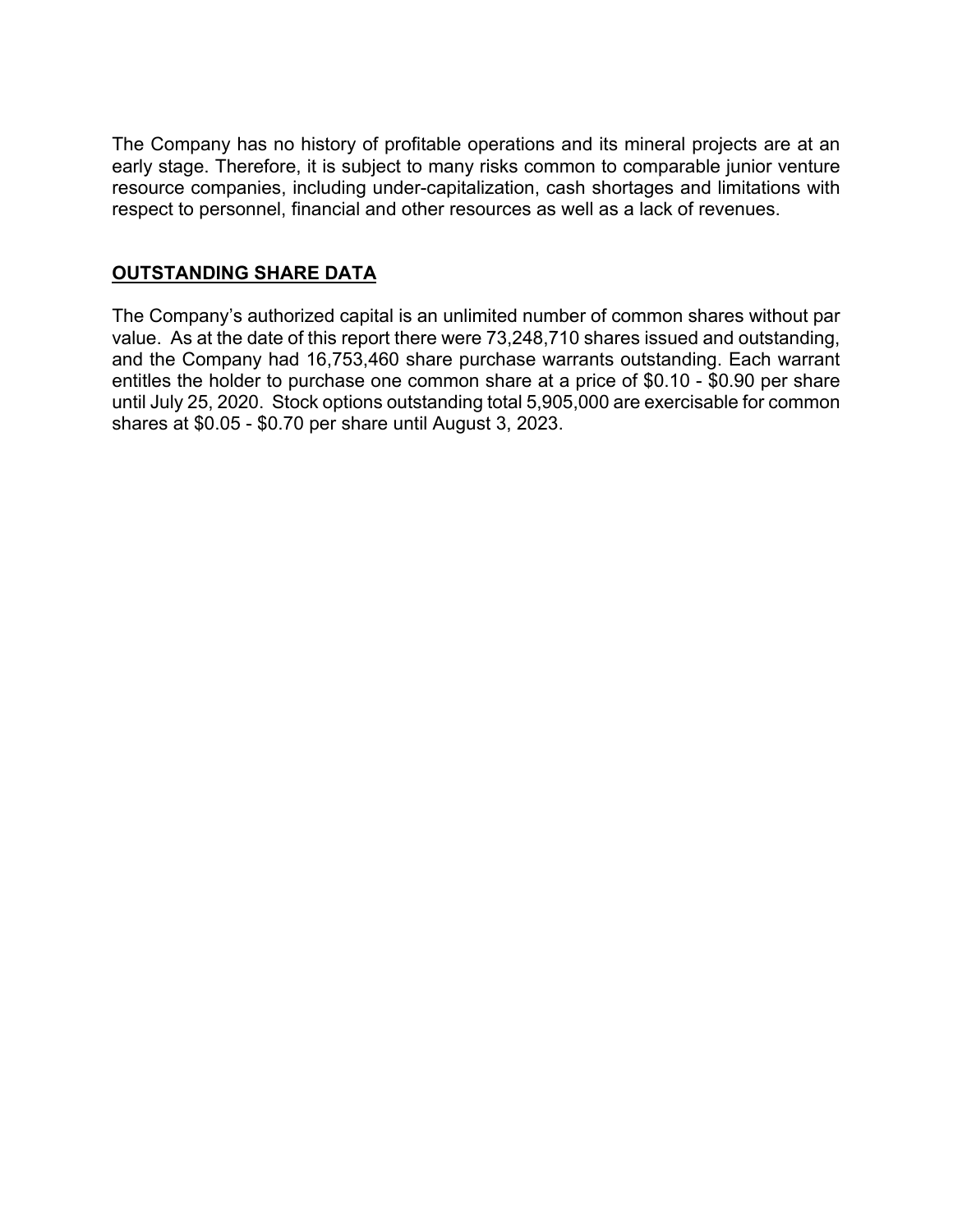The Company has no history of profitable operations and its mineral projects are at an early stage. Therefore, it is subject to many risks common to comparable junior venture resource companies, including under-capitalization, cash shortages and limitations with respect to personnel, financial and other resources as well as a lack of revenues.

## OUTSTANDING SHARE DATA

The Company's authorized capital is an unlimited number of common shares without par value. As at the date of this report there were 73,248,710 shares issued and outstanding, and the Company had 16,753,460 share purchase warrants outstanding. Each warrant entitles the holder to purchase one common share at a price of $0.10 - $0.90 per share until July 25, 2020. Stock options outstanding total 5,905,000 are exercisable for common shares at $0.05 - $0.70 per share until August 3, 2023.